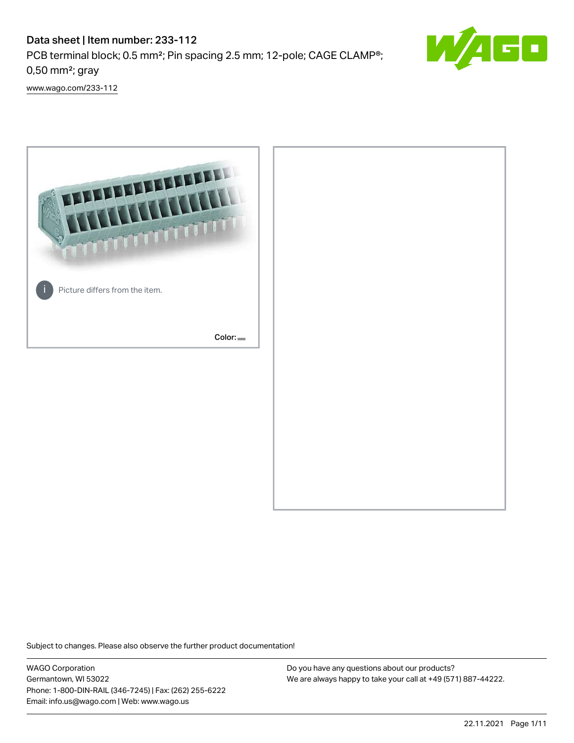# Data sheet | Item number: 233-112

PCB terminal block; 0.5 mm²; Pin spacing 2.5 mm; 12-pole; CAGE CLAMP®; 0,50 mm²; gray

www.wago.com/233-112

Picture differs from the item.

Color:

Subject to changes. Please also observe the further product documentation!

WAGO Corporation
Germantown, WI 53022
Phone: 1-800-DIN-RAIL (346-7245) | Fax: (262) 255-6222
Email: info.us@wago.com | Web: www.wago.us

Do you have any questions about our products?
We are always happy to take your call at +49 (571) 887-44222.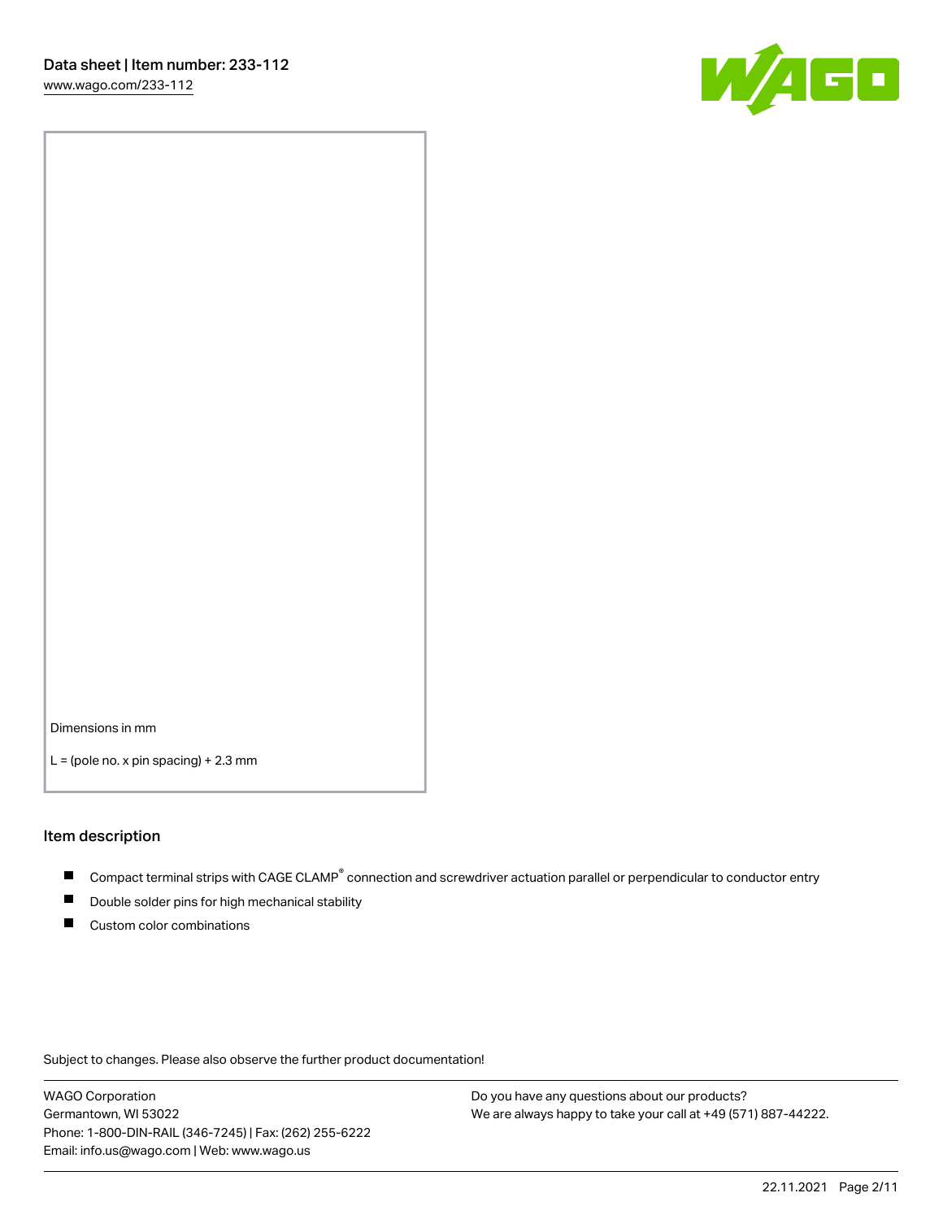Dimensions in mm

L = (pole no. x pin spacing) + 2.3 mm

## Item description

- Compact terminal strips with CAGE CLAMP® connection and screwdriver actuation parallel or perpendicular to conductor entry
- Double solder pins for high mechanical stability
- Custom color combinations

Subject to changes. Please also observe the further product documentation!

WAGO Corporation
Germantown, WI 53022
Phone: 1-800-DIN-RAIL (346-7245) | Fax: (262) 255-6222
Email: info.us@wago.com | Web: www.wago.us

Do you have any questions about our products?
We are always happy to take your call at +49 (571) 887-44222.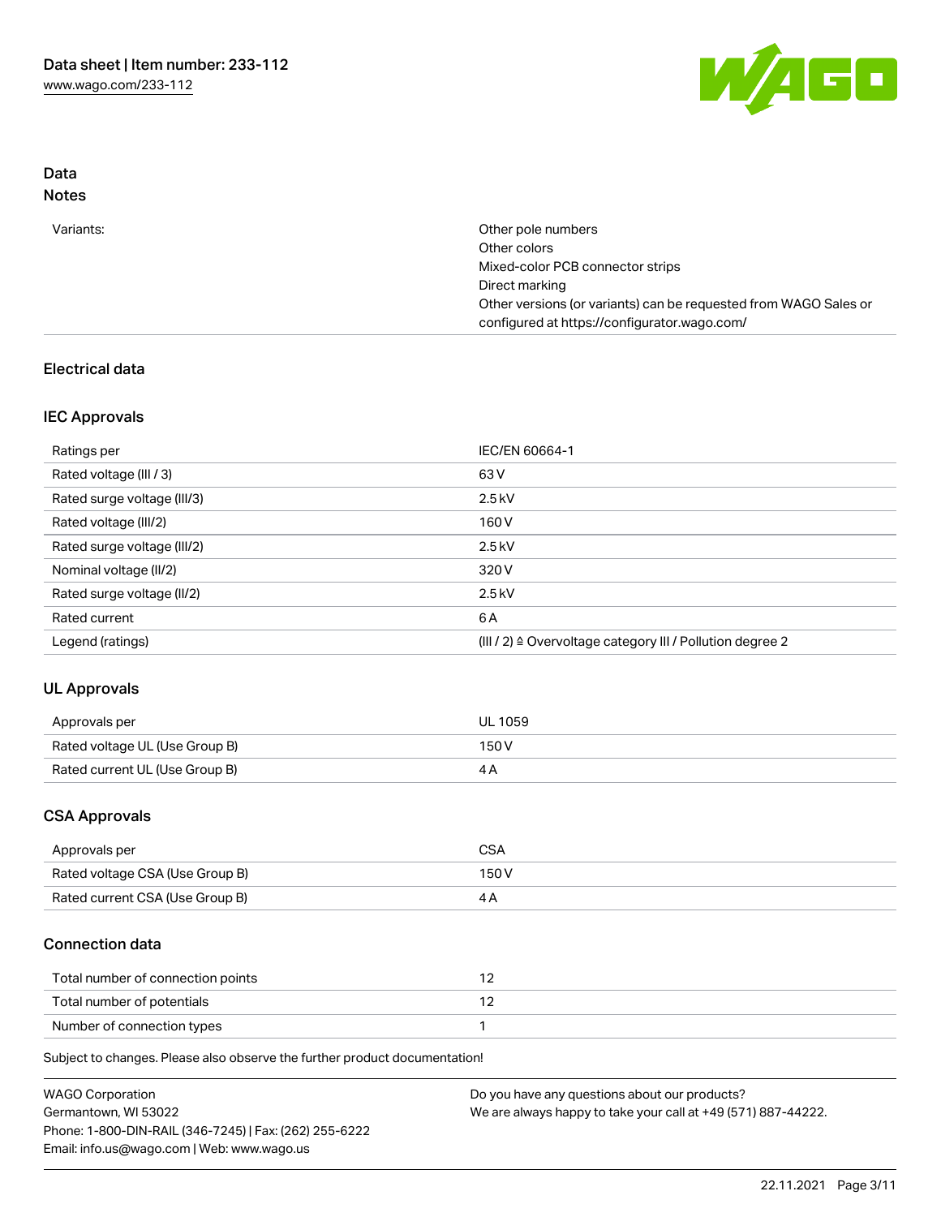## Data

### Notes

| | |
|---|---|
| Variants: | Other pole numbers<br>Other colors<br>Mixed-color PCB connector strips<br>Direct marking<br>Other versions (or variants) can be requested from WAGO Sales or configured at https://configurator.wago.com/ |

### Electrical data

#### IEC Approvals

| | |
|---|---|
| Ratings per | IEC/EN 60664-1 |
| Rated voltage (III / 3) | 63 V |
| Rated surge voltage (III/3) | 2.5 kV |
| Rated voltage (III/2) | 160 V |
| Rated surge voltage (III/2) | 2.5 kV |
| Nominal voltage (II/2) | 320 V |
| Rated surge voltage (II/2) | 2.5 kV |
| Rated current | 6 A |
| Legend (ratings) | (III / 2) ≙ Overvoltage category III / Pollution degree 2 |

#### UL Approvals

| | |
|---|---|
| Approvals per | UL 1059 |
| Rated voltage UL (Use Group B) | 150 V |
| Rated current UL (Use Group B) | 4 A |

#### CSA Approvals

| | |
|---|---|
| Approvals per | CSA |
| Rated voltage CSA (Use Group B) | 150 V |
| Rated current CSA (Use Group B) | 4 A |

### Connection data

| | |
|---|---|
| Total number of connection points | 12 |
| Total number of potentials | 12 |
| Number of connection types | 1 |

Subject to changes. Please also observe the further product documentation!

WAGO Corporation
Germantown, WI 53022
Phone: 1-800-DIN-RAIL (346-7245) | Fax: (262) 255-6222
Email: info.us@wago.com | Web: www.wago.us

Do you have any questions about our products?
We are always happy to take your call at +49 (571) 887-44222.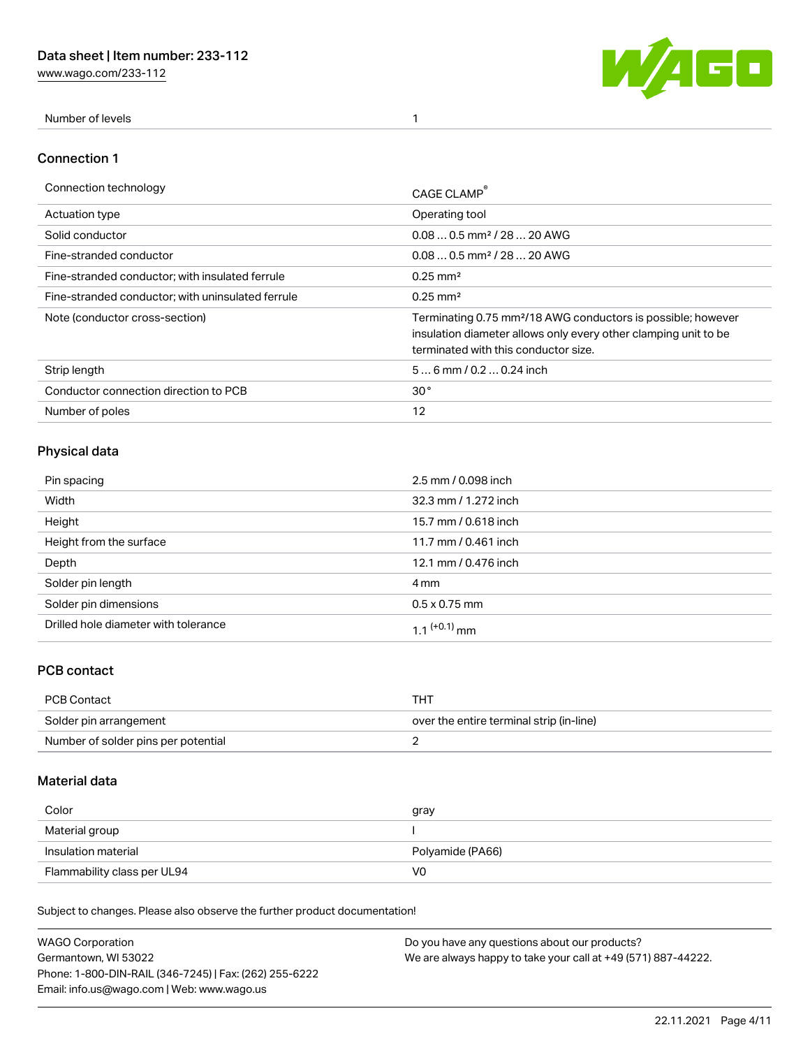| Number of levels | 1 |
|---|---|

## Connection 1

| Connection technology | CAGE CLAMP® |
|---|---|
| Actuation type | Operating tool |
| Solid conductor | 0.08 … 0.5 mm² / 28 … 20 AWG |
| Fine-stranded conductor | 0.08 … 0.5 mm² / 28 … 20 AWG |
| Fine-stranded conductor; with insulated ferrule | 0.25 mm² |
| Fine-stranded conductor; with uninsulated ferrule | 0.25 mm² |
| Note (conductor cross-section) | Terminating 0.75 mm²/18 AWG conductors is possible; however insulation diameter allows only every other clamping unit to be terminated with this conductor size. |
| Strip length | 5 … 6 mm / 0.2 … 0.24 inch |
| Conductor connection direction to PCB | 30 ° |
| Number of poles | 12 |

## Physical data

| Pin spacing | 2.5 mm / 0.098 inch |
|---|---|
| Width | 32.3 mm / 1.272 inch |
| Height | 15.7 mm / 0.618 inch |
| Height from the surface | 11.7 mm / 0.461 inch |
| Depth | 12.1 mm / 0.476 inch |
| Solder pin length | 4 mm |
| Solder pin dimensions | 0.5 x 0.75 mm |
| Drilled hole diameter with tolerance | $1.1^{(+0.1)}$ mm |

## PCB contact

| PCB Contact | THT |
|---|---|
| Solder pin arrangement | over the entire terminal strip (in-line) |
| Number of solder pins per potential | 2 |

## Material data

| Color | gray |
|---|---|
| Material group | I |
| Insulation material | Polyamide (PA66) |
| Flammability class per UL94 | V0 |

Subject to changes. Please also observe the further product documentation!

WAGO Corporation
Germantown, WI 53022
Phone: 1-800-DIN-RAIL (346-7245) | Fax: (262) 255-6222
Email: info.us@wago.com | Web: www.wago.us

Do you have any questions about our products?
We are always happy to take your call at +49 (571) 887-44222.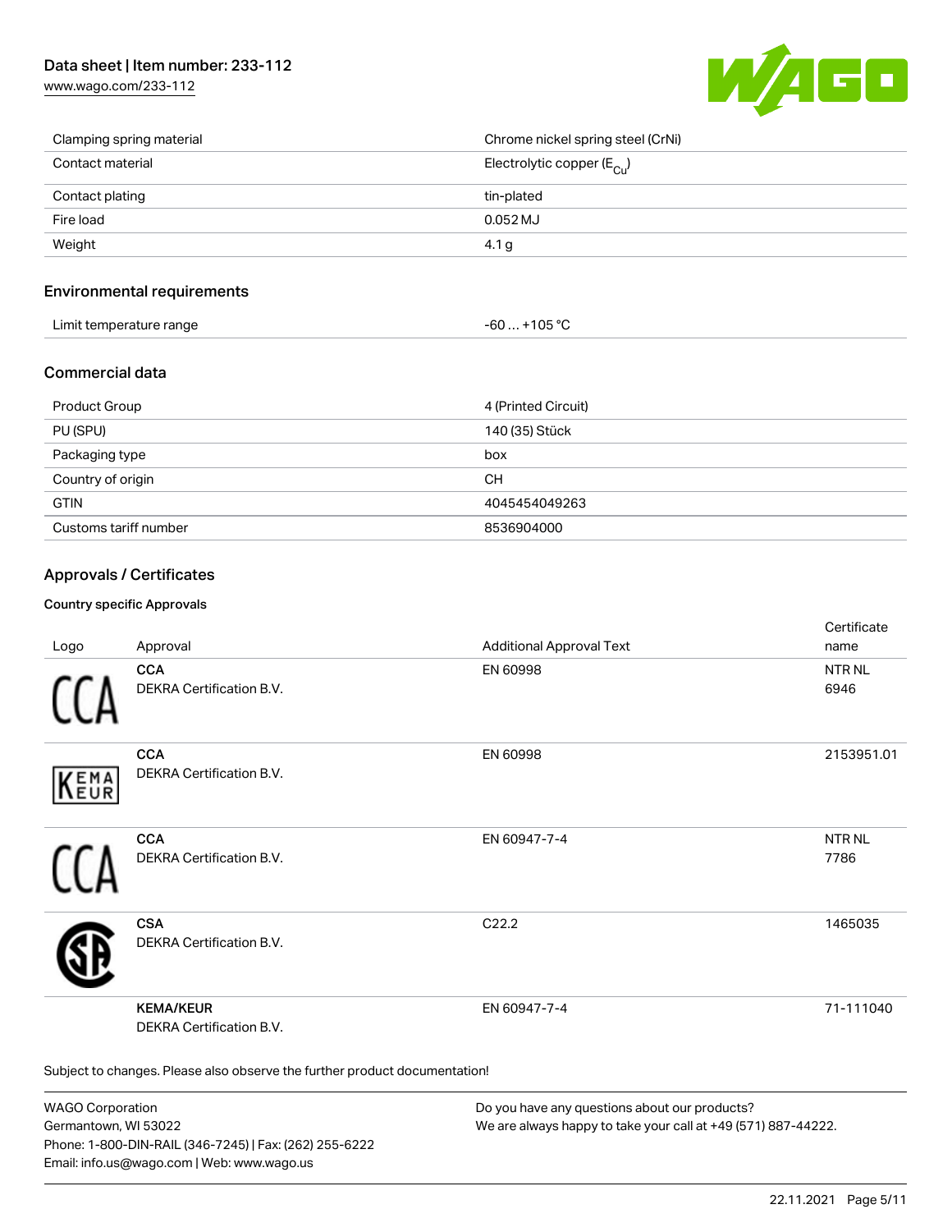| | |
|---|---|
| Clamping spring material | Chrome nickel spring steel (CrNi) |
| Contact material | Electrolytic copper ($E_{Cu}$) |
| Contact plating | tin-plated |
| Fire load | 0.052 MJ |
| Weight | 4.1 g |

## Environmental requirements

| | |
|---|---|
| Limit temperature range | -60 … +105 °C |

## Commercial data

| | |
|---|---|
| Product Group | 4 (Printed Circuit) |
| PU (SPU) | 140 (35) Stück |
| Packaging type | box |
| Country of origin | CH |
| GTIN | 4045454049263 |
| Customs tariff number | 8536904000 |

## Approvals / Certificates

### Country specific Approvals

| Logo | Approval | Additional Approval Text | Certificate name |
|---|---|---|---|
| | **CCA** DEKRA Certification B.V. | EN 60998 | NTR NL 6946 |
| | **CCA** DEKRA Certification B.V. | EN 60998 | 2153951.01 |
| | **CCA** DEKRA Certification B.V. | EN 60947-7-4 | NTR NL 7786 |
| | **CSA** DEKRA Certification B.V. | C22.2 | 1465035 |
| | **KEMA/KEUR** DEKRA Certification B.V. | EN 60947-7-4 | 71-111040 |

Subject to changes. Please also observe the further product documentation!

WAGO Corporation
Germantown, WI 53022
Phone: 1-800-DIN-RAIL (346-7245) | Fax: (262) 255-6222
Email: info.us@wago.com | Web: www.wago.us

Do you have any questions about our products?
We are always happy to take your call at +49 (571) 887-44222.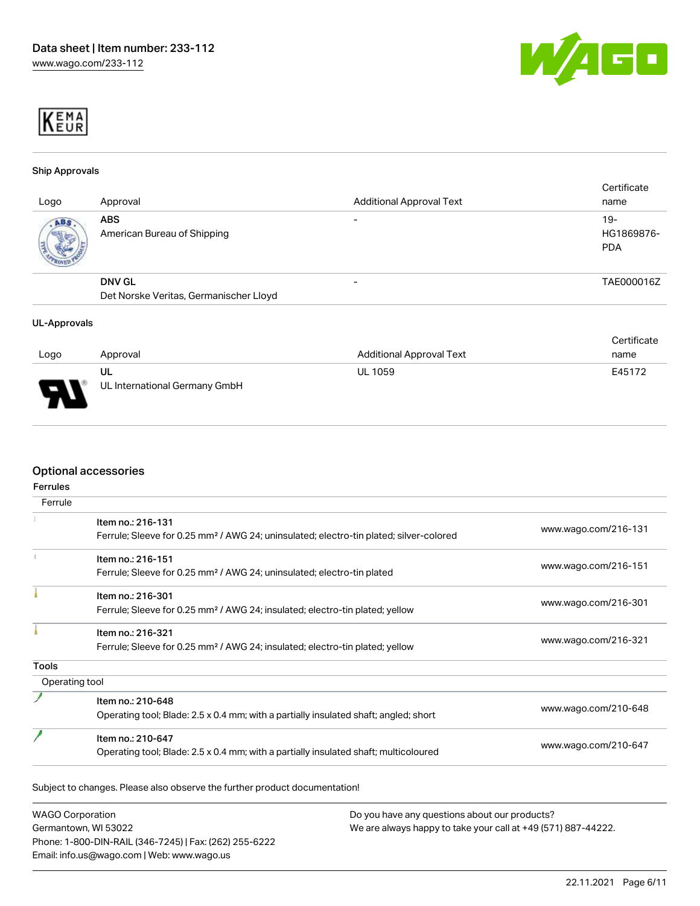### Ship Approvals

| Logo | Approval | Additional Approval Text | Certificate name |
|---|---|---|---|
| | **ABS**<br>American Bureau of Shipping | - | 19-HG1869876-PDA |
| | **DNV GL**<br>Det Norske Veritas, Germanischer Lloyd | - | TAE000016Z |

### UL-Approvals

| Logo | Approval | Additional Approval Text | Certificate name |
|---|---|---|---|
| | **UL**<br>UL International Germany GmbH | UL 1059 | E45172 |

## Optional accessories

### Ferrules

| Ferrule | | |
|---|---|---|
| | Item no.: 216-131<br>Ferrule; Sleeve for 0.25 mm² / AWG 24; uninsulated; electro-tin plated; silver-colored | www.wago.com/216-131 |
| | Item no.: 216-151<br>Ferrule; Sleeve for 0.25 mm² / AWG 24; uninsulated; electro-tin plated | www.wago.com/216-151 |
| | Item no.: 216-301<br>Ferrule; Sleeve for 0.25 mm² / AWG 24; insulated; electro-tin plated; yellow | www.wago.com/216-301 |
| | Item no.: 216-321<br>Ferrule; Sleeve for 0.25 mm² / AWG 24; insulated; electro-tin plated; yellow | www.wago.com/216-321 |

### Tools

| Operating tool | | |
|---|---|---|
| | Item no.: 210-648<br>Operating tool; Blade: 2.5 x 0.4 mm; with a partially insulated shaft; angled; short | www.wago.com/210-648 |
| | Item no.: 210-647<br>Operating tool; Blade: 2.5 x 0.4 mm; with a partially insulated shaft; multicoloured | www.wago.com/210-647 |

Subject to changes. Please also observe the further product documentation!

WAGO Corporation
Germantown, WI 53022
Phone: 1-800-DIN-RAIL (346-7245) | Fax: (262) 255-6222
Email: info.us@wago.com | Web: www.wago.us

Do you have any questions about our products?
We are always happy to take your call at +49 (571) 887-44222.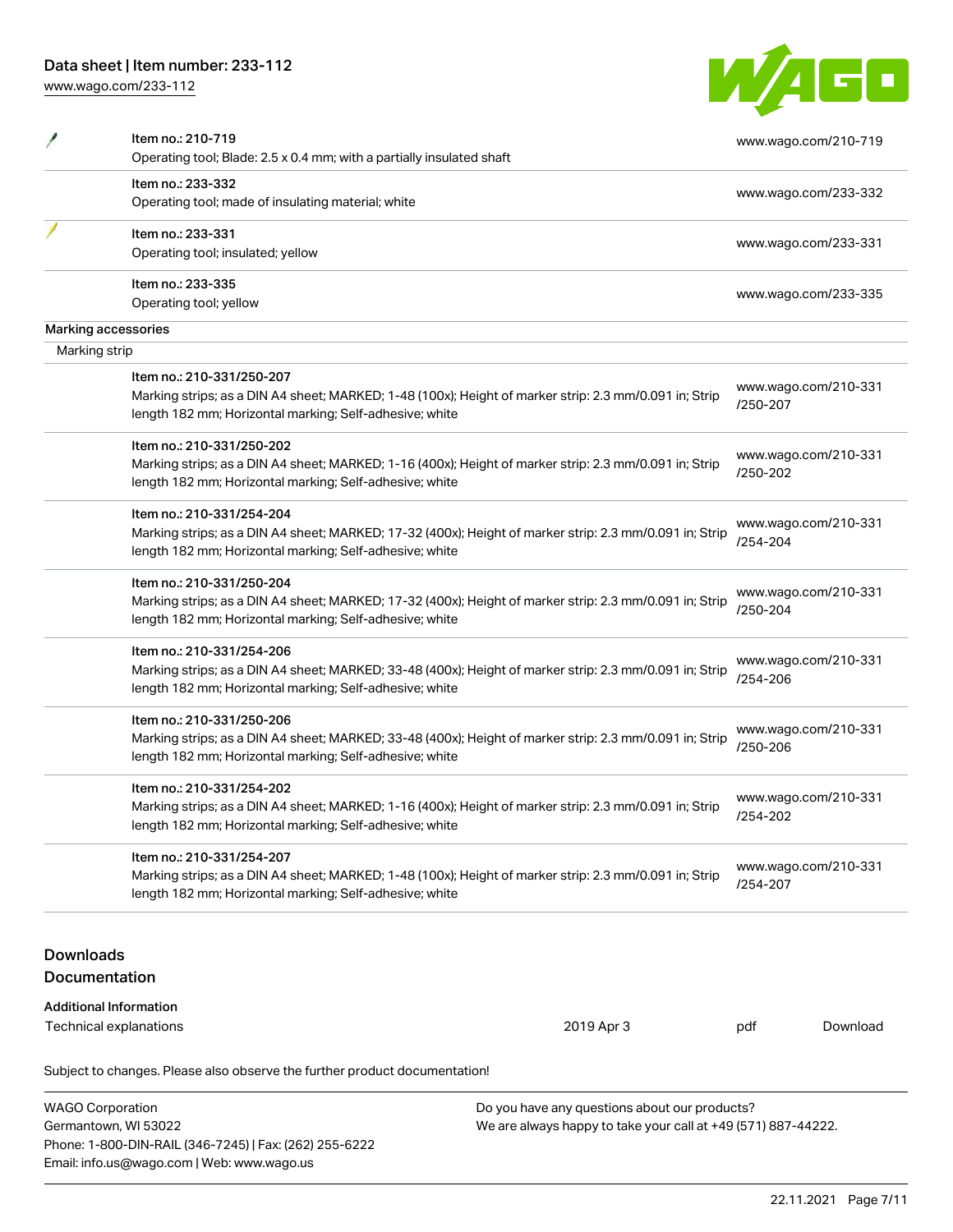| | | |
|---|---|---|
| | Item no.: 210-719<br>Operating tool; Blade: 2.5 x 0.4 mm; with a partially insulated shaft | www.wago.com/210-719 |
| | Item no.: 233-332<br>Operating tool; made of insulating material; white | www.wago.com/233-332 |
| | Item no.: 233-331<br>Operating tool; insulated; yellow | www.wago.com/233-331 |
| | Item no.: 233-335<br>Operating tool; yellow | www.wago.com/233-335 |

Marking accessories

Marking strip

| | | |
|---|---|---|
| | Item no.: 210-331/250-207<br>Marking strips; as a DIN A4 sheet; MARKED; 1-48 (100x); Height of marker strip: 2.3 mm/0.091 in; Strip length 182 mm; Horizontal marking; Self-adhesive; white | www.wago.com/210-331/250-207 |
| | Item no.: 210-331/250-202<br>Marking strips; as a DIN A4 sheet; MARKED; 1-16 (400x); Height of marker strip: 2.3 mm/0.091 in; Strip length 182 mm; Horizontal marking; Self-adhesive; white | www.wago.com/210-331/250-202 |
| | Item no.: 210-331/254-204<br>Marking strips; as a DIN A4 sheet; MARKED; 17-32 (400x); Height of marker strip: 2.3 mm/0.091 in; Strip length 182 mm; Horizontal marking; Self-adhesive; white | www.wago.com/210-331/254-204 |
| | Item no.: 210-331/250-204<br>Marking strips; as a DIN A4 sheet; MARKED; 17-32 (400x); Height of marker strip: 2.3 mm/0.091 in; Strip length 182 mm; Horizontal marking; Self-adhesive; white | www.wago.com/210-331/250-204 |
| | Item no.: 210-331/254-206<br>Marking strips; as a DIN A4 sheet; MARKED; 33-48 (400x); Height of marker strip: 2.3 mm/0.091 in; Strip length 182 mm; Horizontal marking; Self-adhesive; white | www.wago.com/210-331/254-206 |
| | Item no.: 210-331/250-206<br>Marking strips; as a DIN A4 sheet; MARKED; 33-48 (400x); Height of marker strip: 2.3 mm/0.091 in; Strip length 182 mm; Horizontal marking; Self-adhesive; white | www.wago.com/210-331/250-206 |
| | Item no.: 210-331/254-202<br>Marking strips; as a DIN A4 sheet; MARKED; 1-16 (400x); Height of marker strip: 2.3 mm/0.091 in; Strip length 182 mm; Horizontal marking; Self-adhesive; white | www.wago.com/210-331/254-202 |
| | Item no.: 210-331/254-207<br>Marking strips; as a DIN A4 sheet; MARKED; 1-48 (100x); Height of marker strip: 2.3 mm/0.091 in; Strip length 182 mm; Horizontal marking; Self-adhesive; white | www.wago.com/210-331/254-207 |

## Downloads
## Documentation

**Additional Information**

| | | | |
|---|---|---|---|
| Technical explanations | 2019 Apr 3 | pdf | Download |

Subject to changes. Please also observe the further product documentation!

WAGO Corporation
Germantown, WI 53022
Phone: 1-800-DIN-RAIL (346-7245) | Fax: (262) 255-6222
Email: info.us@wago.com | Web: www.wago.us

Do you have any questions about our products?
We are always happy to take your call at +49 (571) 887-44222.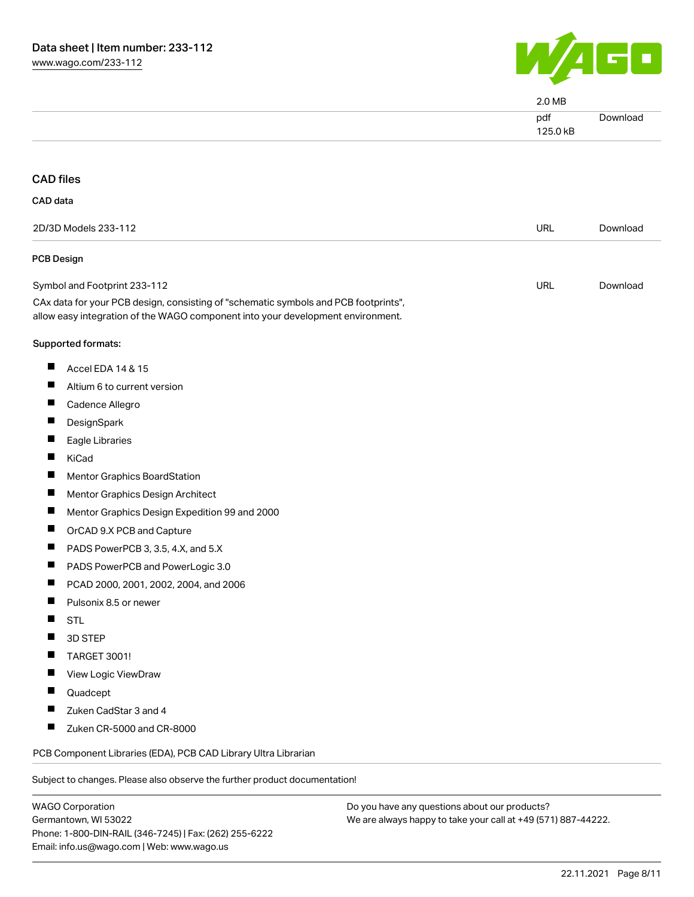| | | |
|---|---|---|
| | 2.0 MB | |
| | pdf<br>125.0 kB | Download |

## CAD files

### CAD data

| | | |
|---|---|---|
| 2D/3D Models 233-112 | URL | Download |

### PCB Design

| | | |
|---|---|---|
| Symbol and Footprint 233-112 | URL | Download |

CAx data for your PCB design, consisting of "schematic symbols and PCB footprints", allow easy integration of the WAGO component into your development environment.

Supported formats:

- Accel EDA 14 & 15
- Altium 6 to current version
- Cadence Allegro
- DesignSpark
- Eagle Libraries
- KiCad
- Mentor Graphics BoardStation
- Mentor Graphics Design Architect
- Mentor Graphics Design Expedition 99 and 2000
- OrCAD 9.X PCB and Capture
- PADS PowerPCB 3, 3.5, 4.X, and 5.X
- PADS PowerPCB and PowerLogic 3.0
- PCAD 2000, 2001, 2002, 2004, and 2006
- Pulsonix 8.5 or newer
- STL
- 3D STEP
- TARGET 3001!
- View Logic ViewDraw
- Quadcept
- Zuken CadStar 3 and 4
- Zuken CR-5000 and CR-8000

PCB Component Libraries (EDA), PCB CAD Library Ultra Librarian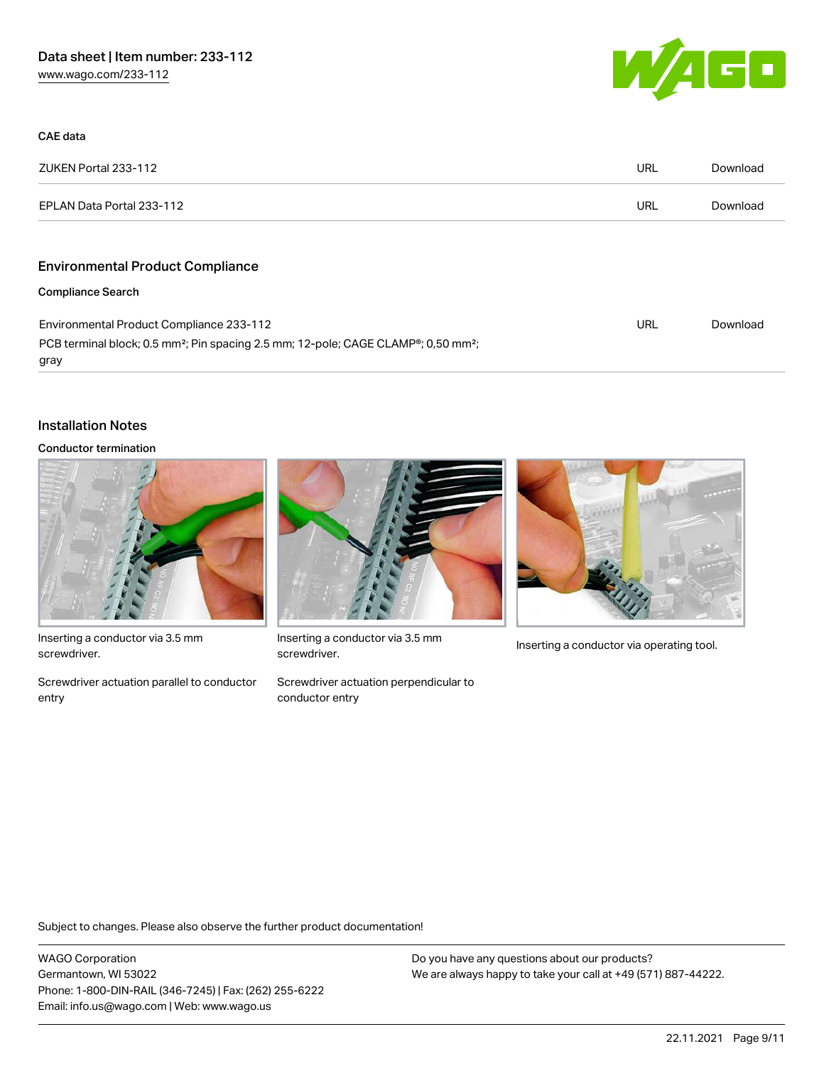### CAE data

| | | |
|---|---|---|
| ZUKEN Portal 233-112 | URL | Download |
| EPLAN Data Portal 233-112 | URL | Download |

## Environmental Product Compliance

### Compliance Search

| | | |
|---|---|---|
| Environmental Product Compliance 233-112<br>PCB terminal block; 0.5 mm²; Pin spacing 2.5 mm; 12-pole; CAGE CLAMP®; 0,50 mm²; gray | URL | Download |

## Installation Notes

### Conductor termination

Inserting a conductor via 3.5 mm screwdriver.

Screwdriver actuation parallel to conductor entry

Inserting a conductor via 3.5 mm screwdriver.

Screwdriver actuation perpendicular to conductor entry

Inserting a conductor via operating tool.

Subject to changes. Please also observe the further product documentation!

WAGO Corporation
Germantown, WI 53022
Phone: 1-800-DIN-RAIL (346-7245) | Fax: (262) 255-6222
Email: info.us@wago.com | Web: www.wago.us

Do you have any questions about our products?
We are always happy to take your call at +49 (571) 887-44222.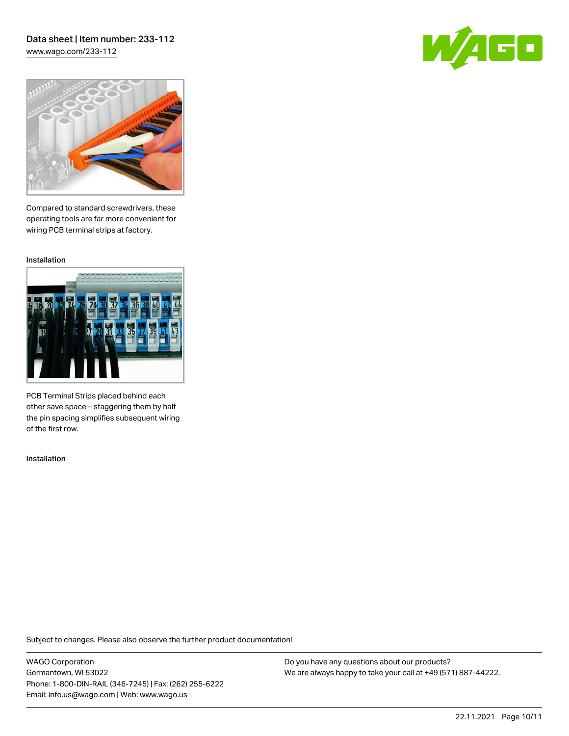Compared to standard screwdrivers, these operating tools are far more convenient for wiring PCB terminal strips at factory.

Installation

PCB Terminal Strips placed behind each other save space – staggering them by half the pin spacing simplifies subsequent wiring of the first row.

Installation

Subject to changes. Please also observe the further product documentation!

WAGO Corporation
Germantown, WI 53022
Phone: 1-800-DIN-RAIL (346-7245) | Fax: (262) 255-6222
Email: info.us@wago.com | Web: www.wago.us

Do you have any questions about our products?
We are always happy to take your call at +49 (571) 887-44222.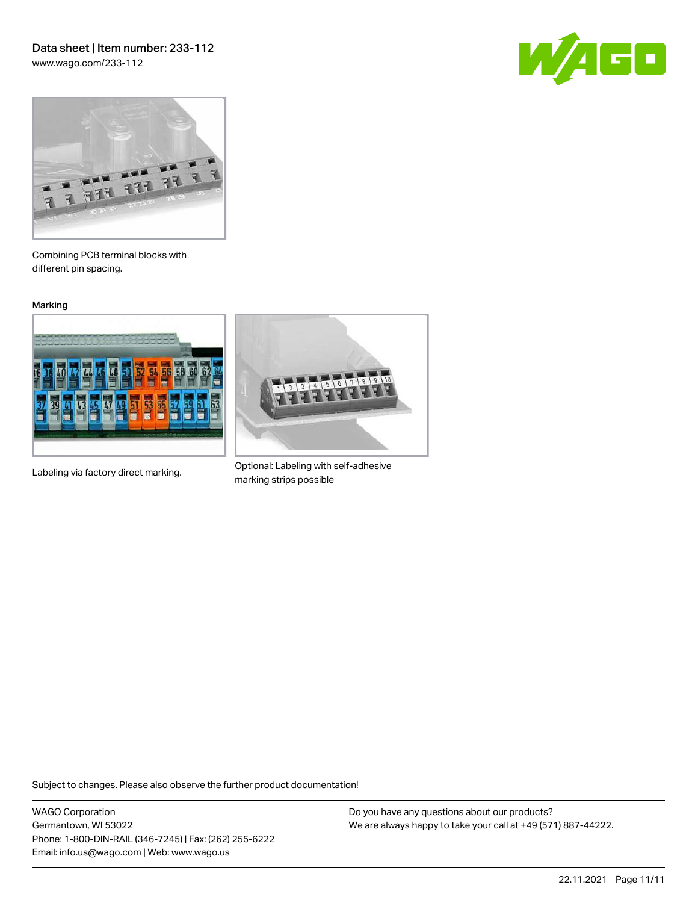Combining PCB terminal blocks with different pin spacing.

Marking

Labeling via factory direct marking.

Optional: Labeling with self-adhesive marking strips possible

Subject to changes. Please also observe the further product documentation!

WAGO Corporation
Germantown, WI 53022
Phone: 1-800-DIN-RAIL (346-7245) | Fax: (262) 255-6222
Email: info.us@wago.com | Web: www.wago.us

Do you have any questions about our products?
We are always happy to take your call at +49 (571) 887-44222.